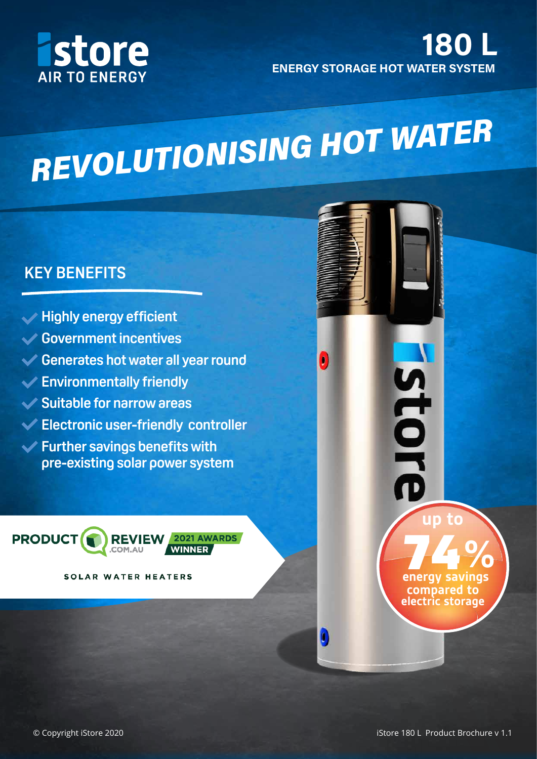# istore AIR TO ENERGY

## 180 L ENERGY STORAGE HOT WATER SYSTEM

# REVOLUTIONISING HOT WATER

## KEY BENEFITS

- Highly energy efficient
- Government incentives
- Generates hot water all year round
- Environmentally friendly
- Suitable for narrow areas
- Electronic user-friendly controller
- Further savings benefits with pre-existing solar power system

PRODUCT REVIEW .COM.AU 2021 AWARDS WINNER

SOLAR WATER HEATERS

up to **74%** energy savings compared to electric storage

© Copyright iStore 2020

iStore 180 L Product Brochure v 1.1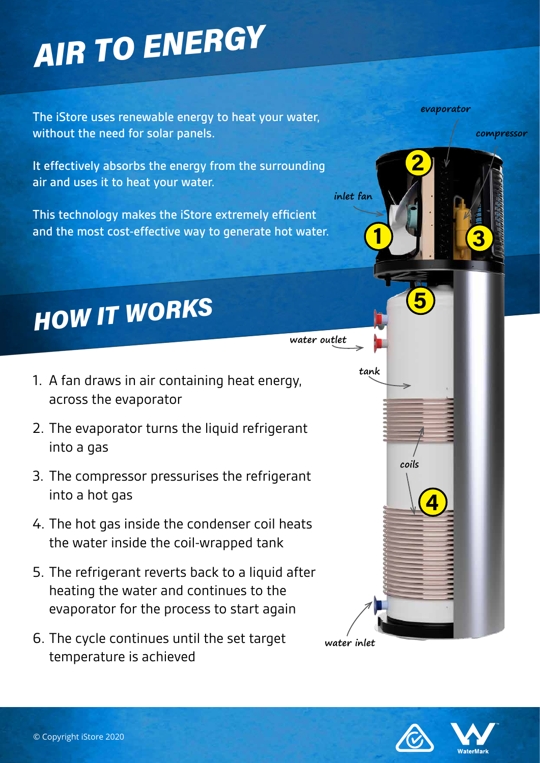# AIR TO ENERGY

The iStore uses renewable energy to heat your water, without the need for solar panels.

It effectively absorbs the energy from the surrounding air and uses it to heat your water.

This technology makes the iStore extremely efficient and the most cost-effective way to generate hot water.

evaporator

compressor

inlet fan

# HOW IT WORKS

water outlet

tank

coils

water inlet

1. A fan draws in air containing heat energy, across the evaporator
2. The evaporator turns the liquid refrigerant into a gas
3. The compressor pressurises the refrigerant into a hot gas
4. The hot gas inside the condenser coil heats the water inside the coil-wrapped tank
5. The refrigerant reverts back to a liquid after heating the water and continues to the evaporator for the process to start again
6. The cycle continues until the set target temperature is achieved

© Copyright iStore 2020

WaterMark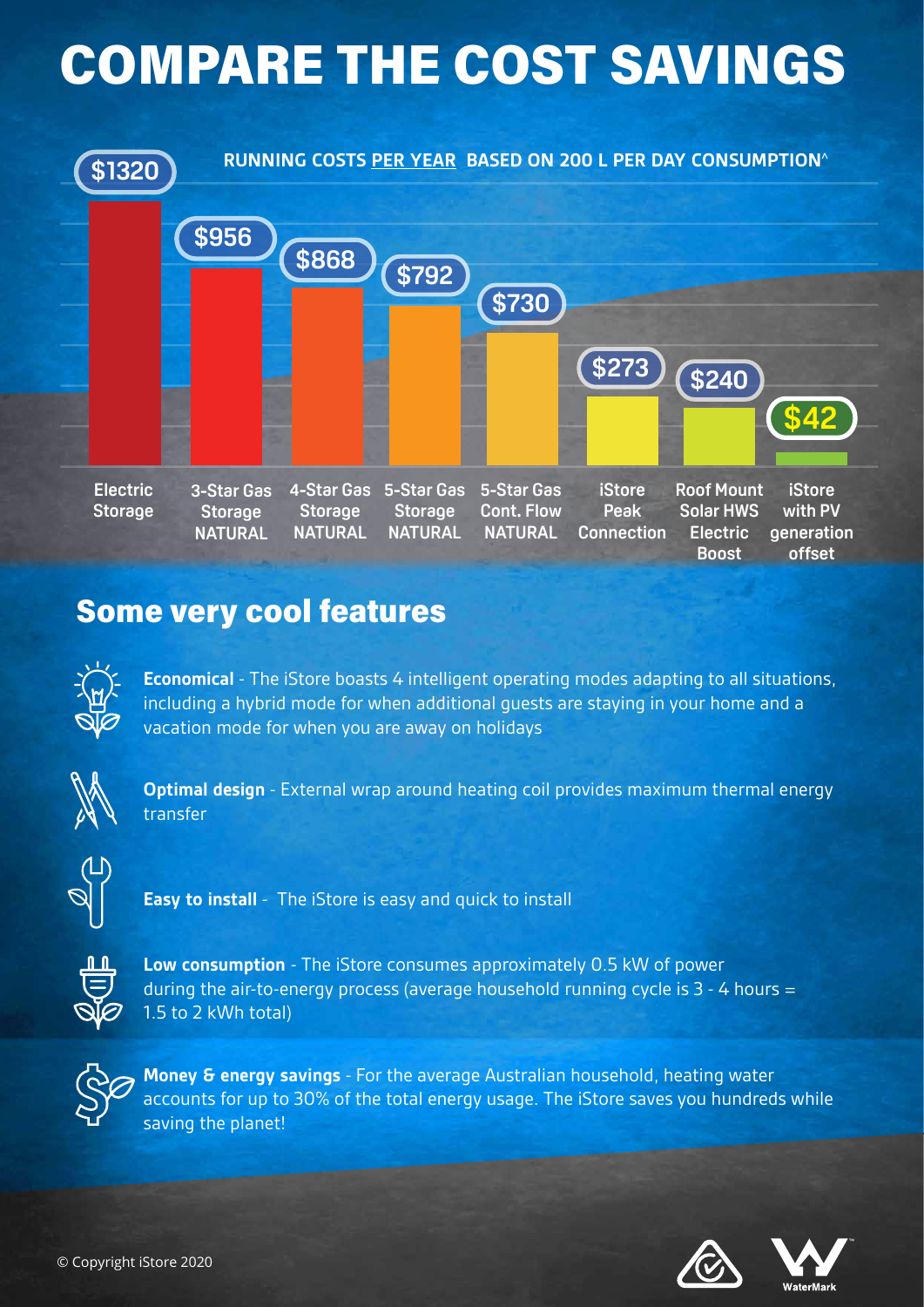# COMPARE THE COST SAVINGS

**RUNNING COSTS PER YEAR BASED ON 200 L PER DAY CONSUMPTION^**

| System | Running cost per year |
|---|---|
| Electric Storage | $1320 |
| 3-Star Gas Storage NATURAL | $956 |
| 4-Star Gas Storage NATURAL | $868 |
| 5-Star Gas Storage NATURAL | $792 |
| 5-Star Gas Cont. Flow NATURAL | $730 |
| iStore Peak Connection | $273 |
| Roof Mount Solar HWS Electric Boost | $240 |
| iStore with PV generation offset | $42 |

## Some very cool features

**Economical** - The iStore boasts 4 intelligent operating modes adapting to all situations, including a hybrid mode for when additional guests are staying in your home and a vacation mode for when you are away on holidays

**Optimal design** - External wrap around heating coil provides maximum thermal energy transfer

**Easy to install** - The iStore is easy and quick to install

**Low consumption** - The iStore consumes approximately 0.5 kW of power during the air-to-energy process (average household running cycle is 3 - 4 hours = 1.5 to 2 kWh total)

**Money & energy savings** - For the average Australian household, heating water accounts for up to 30% of the total energy usage. The iStore saves you hundreds while saving the planet!

© Copyright iStore 2020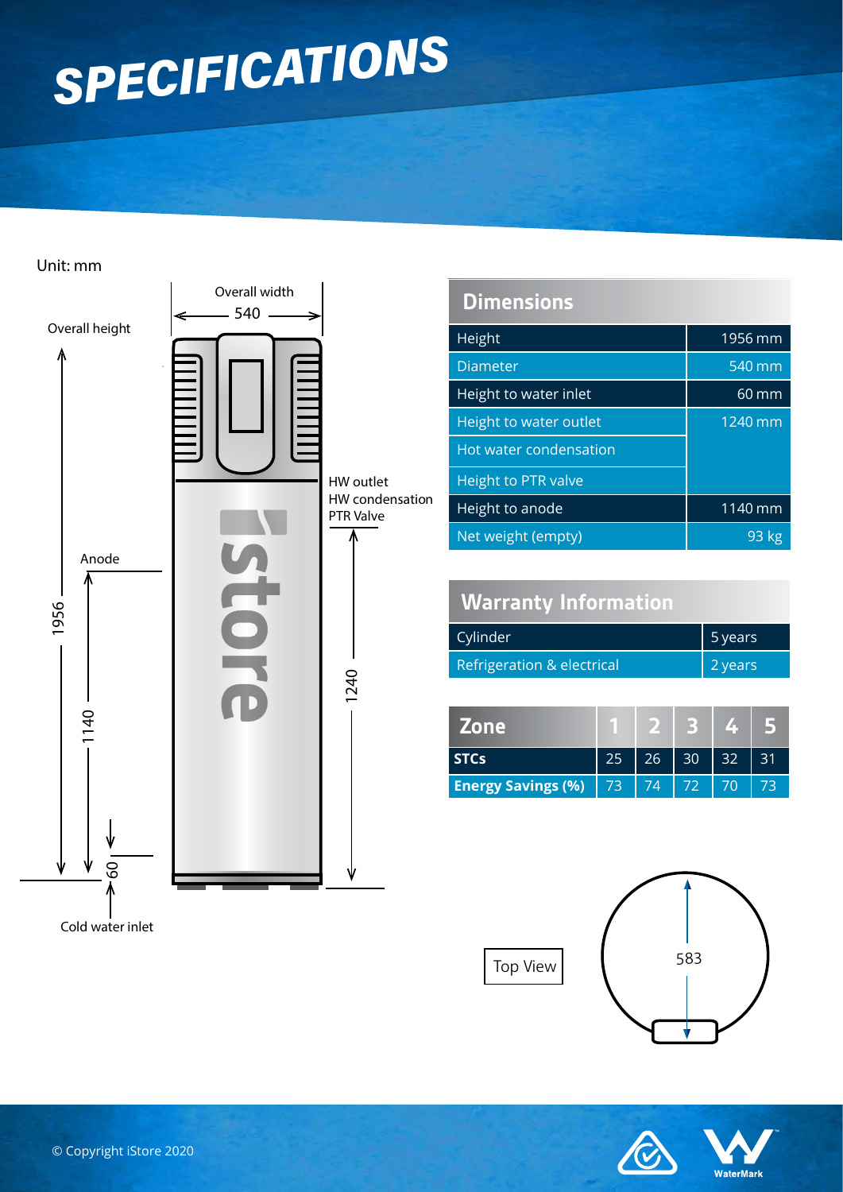# SPECIFICATIONS

Unit: mm

Overall width
540

Overall height

1956

Anode

1140

60

Cold water inlet

HW outlet
HW condensation
PTR Valve

1240

istore

## Dimensions

| | |
|---|---|
| Height | 1956 mm |
| Diameter | 540 mm |
| Height to water inlet | 60 mm |
| Height to water outlet | 1240 mm |
| Hot water condensation | |
| Height to PTR valve | |
| Height to anode | 1140 mm |
| Net weight (empty) | 93 kg |

## Warranty Information

| | |
|---|---|
| Cylinder | 5 years |
| Refrigeration & electrical | 2 years |

| Zone | 1 | 2 | 3 | 4 | 5 |
|---|---|---|---|---|---|
| **STCs** | 25 | 26 | 30 | 32 | 31 |
| **Energy Savings (%)** | 73 | 74 | 72 | 70 | 73 |

Top View

583

© Copyright iStore 2020

WaterMark